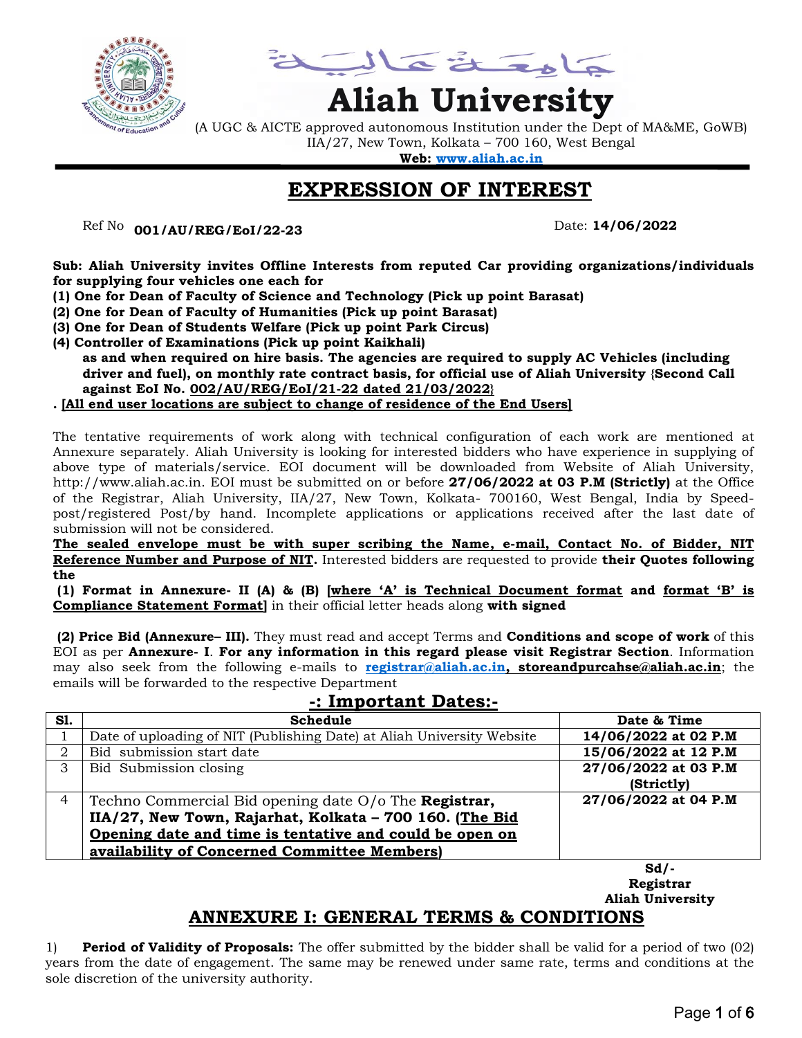جامعة عالية

# Aliah University

(A UGC & AICTE approved autonomous Institution under the Dept of MA&ME, GoWB)
IIA/27, New Town, Kolkata – 700 160, West Bengal
**Web: www.aliah.ac.in**

## EXPRESSION OF INTEREST

Ref No **001/AU/REG/EoI/22-23** Date: **14/06/2022**

**Sub: Aliah University invites Offline Interests from reputed Car providing organizations/individuals for supplying four vehicles one each for**
**(1) One for Dean of Faculty of Science and Technology (Pick up point Barasat)**
**(2) One for Dean of Faculty of Humanities (Pick up point Barasat)**
**(3) One for Dean of Students Welfare (Pick up point Park Circus)**
**(4) Controller of Examinations (Pick up point Kaikhali)**
**as and when required on hire basis. The agencies are required to supply AC Vehicles (including driver and fuel), on monthly rate contract basis, for official use of Aliah University {Second Call against EoI No. 002/AU/REG/EoI/21-22 dated 21/03/2022}**
**. [All end user locations are subject to change of residence of the End Users]**

The tentative requirements of work along with technical configuration of each work are mentioned at Annexure separately. Aliah University is looking for interested bidders who have experience in supplying of above type of materials/service. EOI document will be downloaded from Website of Aliah University, http://www.aliah.ac.in. EOI must be submitted on or before **27/06/2022 at 03 P.M (Strictly)** at the Office of the Registrar, Aliah University, IIA/27, New Town, Kolkata- 700160, West Bengal, India by Speed-post/registered Post/by hand. Incomplete applications or applications received after the last date of submission will not be considered.

**The sealed envelope must be with super scribing the Name, e-mail, Contact No. of Bidder, NIT Reference Number and Purpose of NIT.** Interested bidders are requested to provide **their Quotes following the**

**(1) Format in Annexure- II (A) & (B) [where 'A' is Technical Document format and format 'B' is Compliance Statement Format]** in their official letter heads along **with signed**

**(2) Price Bid (Annexure– III).** They must read and accept Terms and **Conditions and scope of work** of this EOI as per **Annexure- I**. **For any information in this regard please visit Registrar Section**. Information may also seek from the following e-mails to **registrar@aliah.ac.in, storeandpurcahse@aliah.ac.in**; the emails will be forwarded to the respective Department

### -: Important Dates:-

| Sl. | Schedule | Date & Time |
|---|---|---|
| 1 | Date of uploading of NIT (Publishing Date) at Aliah University Website | **14/06/2022 at 02 P.M** |
| 2 | Bid submission start date | **15/06/2022 at 12 P.M** |
| 3 | Bid Submission closing | **27/06/2022 at 03 P.M (Strictly)** |
| 4 | Techno Commercial Bid opening date O/o The **Registrar, IIA/27, New Town, Rajarhat, Kolkata – 700 160. (The Bid Opening date and time is tentative and could be open on availability of Concerned Committee Members)** | **27/06/2022 at 04 P.M** |

**Sd/-**
**Registrar**
**Aliah University**

## ANNEXURE I: GENERAL TERMS & CONDITIONS

1) **Period of Validity of Proposals:** The offer submitted by the bidder shall be valid for a period of two (02) years from the date of engagement. The same may be renewed under same rate, terms and conditions at the sole discretion of the university authority.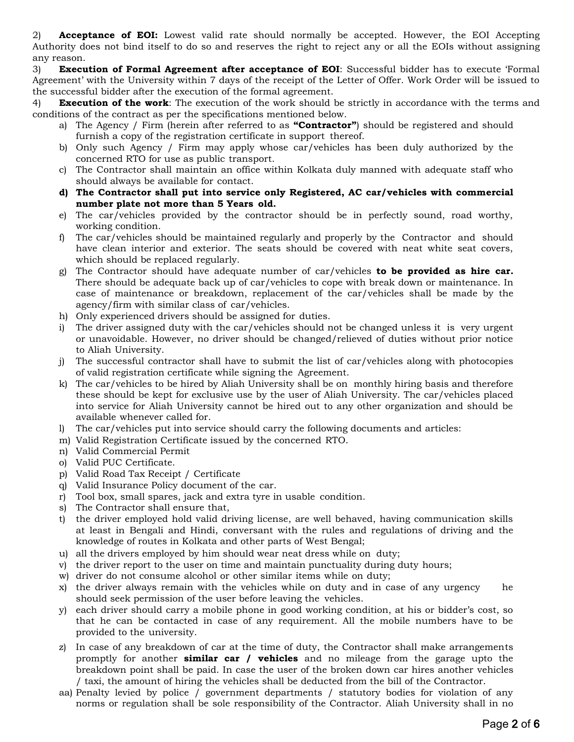2) **Acceptance of EOI:** Lowest valid rate should normally be accepted. However, the EOI Accepting Authority does not bind itself to do so and reserves the right to reject any or all the EOIs without assigning any reason.

3) **Execution of Formal Agreement after acceptance of EOI**: Successful bidder has to execute 'Formal Agreement' with the University within 7 days of the receipt of the Letter of Offer. Work Order will be issued to the successful bidder after the execution of the formal agreement.

4) **Execution of the work**: The execution of the work should be strictly in accordance with the terms and conditions of the contract as per the specifications mentioned below.

a) The Agency / Firm (herein after referred to as **"Contractor"**) should be registered and should furnish a copy of the registration certificate in support thereof.

b) Only such Agency / Firm may apply whose car/vehicles has been duly authorized by the concerned RTO for use as public transport.

c) The Contractor shall maintain an office within Kolkata duly manned with adequate staff who should always be available for contact.

d) **The Contractor shall put into service only Registered, AC car/vehicles with commercial number plate not more than 5 Years old.**

e) The car/vehicles provided by the contractor should be in perfectly sound, road worthy, working condition.

f) The car/vehicles should be maintained regularly and properly by the Contractor and should have clean interior and exterior. The seats should be covered with neat white seat covers, which should be replaced regularly.

g) The Contractor should have adequate number of car/vehicles **to be provided as hire car.** There should be adequate back up of car/vehicles to cope with break down or maintenance. In case of maintenance or breakdown, replacement of the car/vehicles shall be made by the agency/firm with similar class of car/vehicles.

h) Only experienced drivers should be assigned for duties.

i) The driver assigned duty with the car/vehicles should not be changed unless it is very urgent or unavoidable. However, no driver should be changed/relieved of duties without prior notice to Aliah University.

j) The successful contractor shall have to submit the list of car/vehicles along with photocopies of valid registration certificate while signing the Agreement.

k) The car/vehicles to be hired by Aliah University shall be on monthly hiring basis and therefore these should be kept for exclusive use by the user of Aliah University. The car/vehicles placed into service for Aliah University cannot be hired out to any other organization and should be available whenever called for.

l) The car/vehicles put into service should carry the following documents and articles:

m) Valid Registration Certificate issued by the concerned RTO.

n) Valid Commercial Permit

o) Valid PUC Certificate.

p) Valid Road Tax Receipt / Certificate

q) Valid Insurance Policy document of the car.

r) Tool box, small spares, jack and extra tyre in usable condition.

s) The Contractor shall ensure that,

t) the driver employed hold valid driving license, are well behaved, having communication skills at least in Bengali and Hindi, conversant with the rules and regulations of driving and the knowledge of routes in Kolkata and other parts of West Bengal;

u) all the drivers employed by him should wear neat dress while on duty;

v) the driver report to the user on time and maintain punctuality during duty hours;

w) driver do not consume alcohol or other similar items while on duty;

x) the driver always remain with the vehicles while on duty and in case of any urgency he should seek permission of the user before leaving the vehicles.

y) each driver should carry a mobile phone in good working condition, at his or bidder's cost, so that he can be contacted in case of any requirement. All the mobile numbers have to be provided to the university.

z) In case of any breakdown of car at the time of duty, the Contractor shall make arrangements promptly for another **similar car / vehicles** and no mileage from the garage upto the breakdown point shall be paid. In case the user of the broken down car hires another vehicles / taxi, the amount of hiring the vehicles shall be deducted from the bill of the Contractor.

aa) Penalty levied by police / government departments / statutory bodies for violation of any norms or regulation shall be sole responsibility of the Contractor. Aliah University shall in no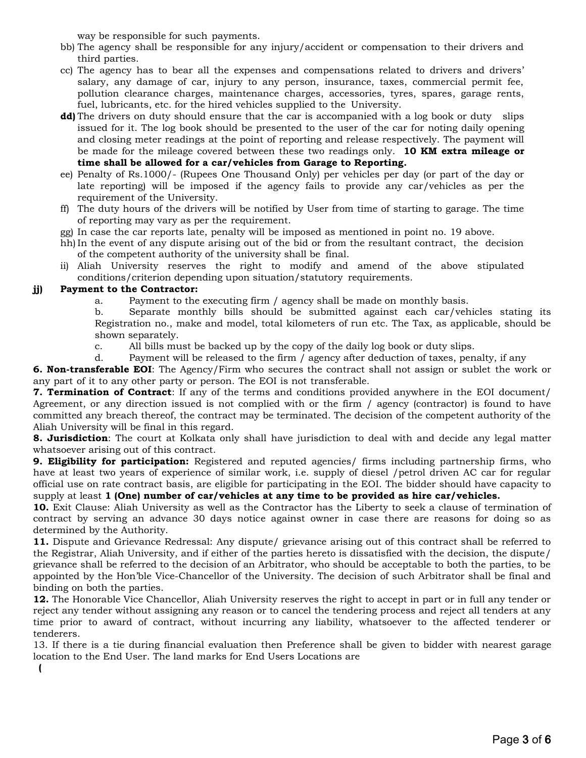way be responsible for such payments.

bb) The agency shall be responsible for any injury/accident or compensation to their drivers and third parties.

cc) The agency has to bear all the expenses and compensations related to drivers and drivers' salary, any damage of car, injury to any person, insurance, taxes, commercial permit fee, pollution clearance charges, maintenance charges, accessories, tyres, spares, garage rents, fuel, lubricants, etc. for the hired vehicles supplied to the University.

**dd)** The drivers on duty should ensure that the car is accompanied with a log book or duty slips issued for it. The log book should be presented to the user of the car for noting daily opening and closing meter readings at the point of reporting and release respectively. The payment will be made for the mileage covered between these two readings only. **10 KM extra mileage or time shall be allowed for a car/vehicles from Garage to Reporting.**

ee) Penalty of Rs.1000/- (Rupees One Thousand Only) per vehicles per day (or part of the day or late reporting) will be imposed if the agency fails to provide any car/vehicles as per the requirement of the University.

ff) The duty hours of the drivers will be notified by User from time of starting to garage. The time of reporting may vary as per the requirement.

gg) In case the car reports late, penalty will be imposed as mentioned in point no. 19 above.

hh) In the event of any dispute arising out of the bid or from the resultant contract, the decision of the competent authority of the university shall be final.

ii) Aliah University reserves the right to modify and amend of the above stipulated conditions/criterion depending upon situation/statutory requirements.

**jj) Payment to the Contractor:**

a. Payment to the executing firm / agency shall be made on monthly basis.

b. Separate monthly bills should be submitted against each car/vehicles stating its Registration no., make and model, total kilometers of run etc. The Tax, as applicable, should be shown separately.

c. All bills must be backed up by the copy of the daily log book or duty slips.

d. Payment will be released to the firm / agency after deduction of taxes, penalty, if any

**6. Non-transferable EOI**: The Agency/Firm who secures the contract shall not assign or sublet the work or any part of it to any other party or person. The EOI is not transferable.

**7. Termination of Contract**: If any of the terms and conditions provided anywhere in the EOI document/ Agreement, or any direction issued is not complied with or the firm / agency (contractor) is found to have committed any breach thereof, the contract may be terminated. The decision of the competent authority of the Aliah University will be final in this regard.

**8. Jurisdiction**: The court at Kolkata only shall have jurisdiction to deal with and decide any legal matter whatsoever arising out of this contract.

**9. Eligibility for participation:** Registered and reputed agencies/ firms including partnership firms, who have at least two years of experience of similar work, i.e. supply of diesel /petrol driven AC car for regular official use on rate contract basis, are eligible for participating in the EOI. The bidder should have capacity to supply at least **1 (One) number of car/vehicles at any time to be provided as hire car/vehicles.**

**10.** Exit Clause: Aliah University as well as the Contractor has the Liberty to seek a clause of termination of contract by serving an advance 30 days notice against owner in case there are reasons for doing so as determined by the Authority.

**11.** Dispute and Grievance Redressal: Any dispute/ grievance arising out of this contract shall be referred to the Registrar, Aliah University, and if either of the parties hereto is dissatisfied with the decision, the dispute/ grievance shall be referred to the decision of an Arbitrator, who should be acceptable to both the parties, to be appointed by the Hon'ble Vice-Chancellor of the University. The decision of such Arbitrator shall be final and binding on both the parties.

**12.** The Honorable Vice Chancellor, Aliah University reserves the right to accept in part or in full any tender or reject any tender without assigning any reason or to cancel the tendering process and reject all tenders at any time prior to award of contract, without incurring any liability, whatsoever to the affected tenderer or tenderers.

13. If there is a tie during financial evaluation then Preference shall be given to bidder with nearest garage location to the End User. The land marks for End Users Locations are

**(**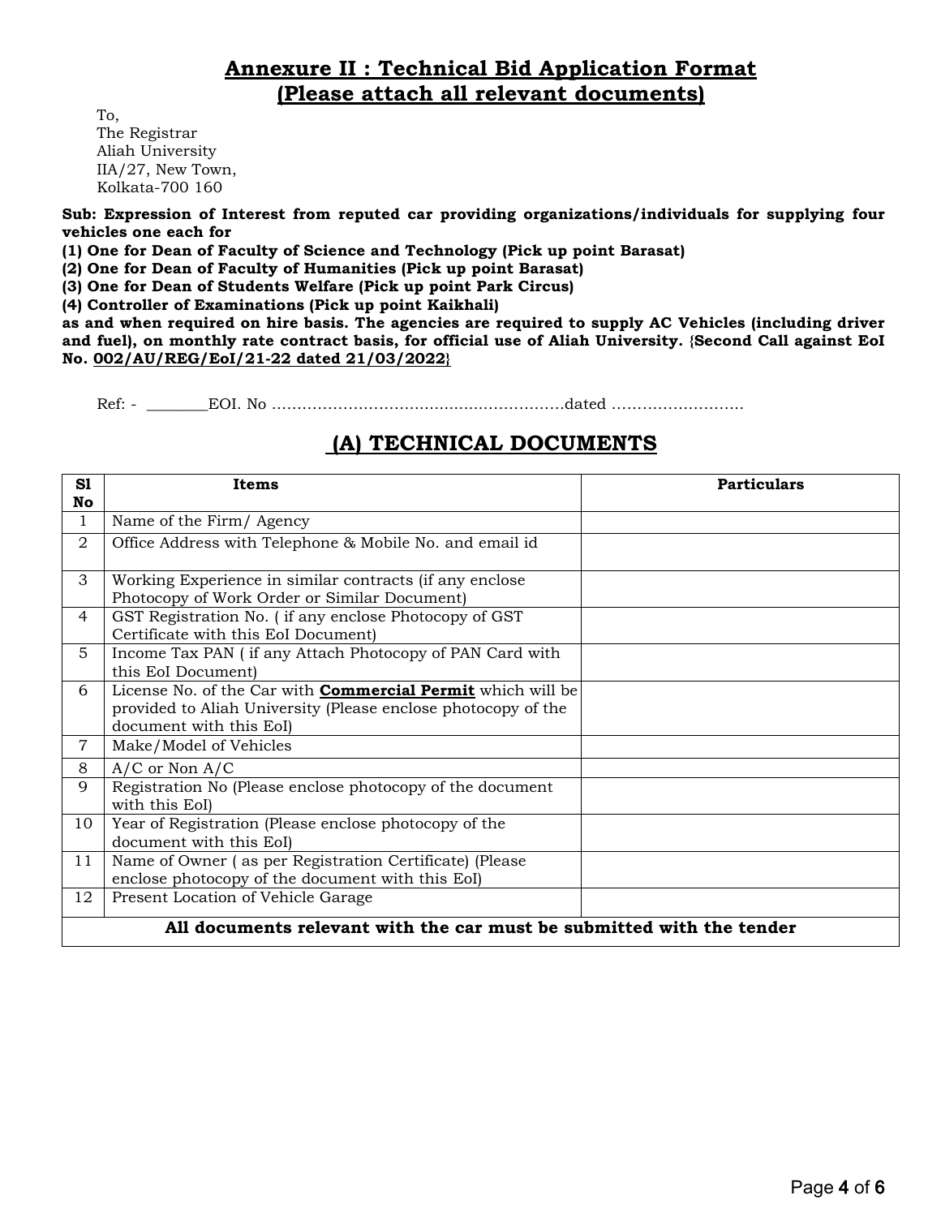## Annexure II : Technical Bid Application Format
## (Please attach all relevant documents)

To,
The Registrar
Aliah University
IIA/27, New Town,
Kolkata-700 160

**Sub: Expression of Interest from reputed car providing organizations/individuals for supplying four vehicles one each for**
**(1) One for Dean of Faculty of Science and Technology (Pick up point Barasat)**
**(2) One for Dean of Faculty of Humanities (Pick up point Barasat)**
**(3) One for Dean of Students Welfare (Pick up point Park Circus)**
**(4) Controller of Examinations (Pick up point Kaikhali)**
**as and when required on hire basis. The agencies are required to supply AC Vehicles (including driver and fuel), on monthly rate contract basis, for official use of Aliah University. {Second Call against EoI No. 002/AU/REG/EoI/21-22 dated 21/03/2022}**

Ref: - ________EOI. No …………………………………………………dated ………………………

## (A) TECHNICAL DOCUMENTS

| Sl No | Items | Particulars |
|---|---|---|
| 1 | Name of the Firm/ Agency | |
| 2 | Office Address with Telephone & Mobile No. and email id | |
| 3 | Working Experience in similar contracts (if any enclose Photocopy of Work Order or Similar Document) | |
| 4 | GST Registration No. ( if any enclose Photocopy of GST Certificate with this EoI Document) | |
| 5 | Income Tax PAN ( if any Attach Photocopy of PAN Card with this EoI Document) | |
| 6 | License No. of the Car with **Commercial Permit** which will be provided to Aliah University (Please enclose photocopy of the document with this EoI) | |
| 7 | Make/Model of Vehicles | |
| 8 | A/C or Non A/C | |
| 9 | Registration No (Please enclose photocopy of the document with this EoI) | |
| 10 | Year of Registration (Please enclose photocopy of the document with this EoI) | |
| 11 | Name of Owner ( as per Registration Certificate) (Please enclose photocopy of the document with this EoI) | |
| 12 | Present Location of Vehicle Garage | |
| **All documents relevant with the car must be submitted with the tender** | | |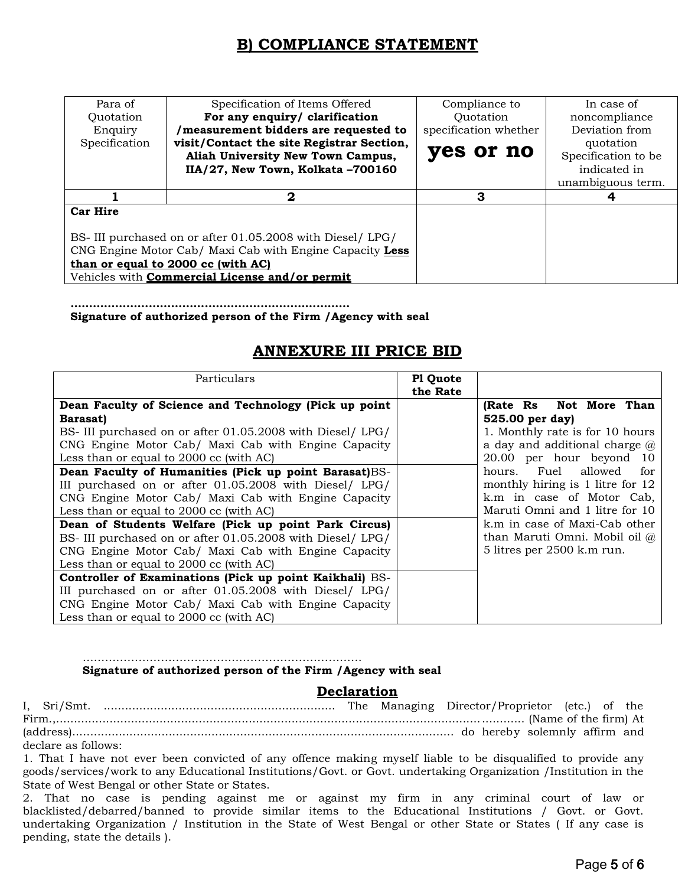## B) COMPLIANCE STATEMENT

| Para of Quotation Enquiry Specification | Specification of Items Offered **For any enquiry/ clarification /measurement bidders are requested to visit/Contact the site Registrar Section, Aliah University New Town Campus, IIA/27, New Town, Kolkata –700160** | Compliance to Quotation specification whether **yes or no** | In case of noncompliance Deviation from quotation Specification to be indicated in unambiguous term. |
|---|---|---|---|
| 1 | 2 | 3 | 4 |
| **Car Hire**<br><br>BS- III purchased on or after 01.05.2008 with Diesel/ LPG/ CNG Engine Motor Cab/ Maxi Cab with Engine Capacity **Less than or equal to 2000 cc (with AC)**<br>Vehicles with **Commercial License and/or permit** | | | |

………………………………………………………………….
**Signature of authorized person of the Firm /Agency with seal**

## ANNEXURE III PRICE BID

| Particulars | Pl Quote the Rate | |
|---|---|---|
| **Dean Faculty of Science and Technology (Pick up point Barasat)**<br>BS- III purchased on or after 01.05.2008 with Diesel/ LPG/ CNG Engine Motor Cab/ Maxi Cab with Engine Capacity Less than or equal to 2000 cc (with AC) | | **(Rate Rs Not More Than 525.00 per day)**<br>1. Monthly rate is for 10 hours a day and additional charge @ 20.00 per hour beyond 10 hours. Fuel allowed for monthly hiring is 1 litre for 12 k.m in case of Motor Cab, Maruti Omni and 1 litre for 10 k.m in case of Maxi-Cab other than Maruti Omni. Mobil oil @ 5 litres per 2500 k.m run. |
| **Dean Faculty of Humanities (Pick up point Barasat)** BS- III purchased on or after 01.05.2008 with Diesel/ LPG/ CNG Engine Motor Cab/ Maxi Cab with Engine Capacity Less than or equal to 2000 cc (with AC) | | |
| **Dean of Students Welfare (Pick up point Park Circus)** BS- III purchased on or after 01.05.2008 with Diesel/ LPG/ CNG Engine Motor Cab/ Maxi Cab with Engine Capacity Less than or equal to 2000 cc (with AC) | | |
| **Controller of Examinations (Pick up point Kaikhali)** BS- III purchased on or after 01.05.2008 with Diesel/ LPG/ CNG Engine Motor Cab/ Maxi Cab with Engine Capacity Less than or equal to 2000 cc (with AC) | | |

………………………………………………………………….
**Signature of authorized person of the Firm /Agency with seal**

## Declaration

I, Sri/Smt. ………………………………………………………. The Managing Director/Proprietor (etc.) of the Firm.,…………………………………………………………………………………………………………… (Name of the firm) At (address)…………………………………………………………………………………………… do hereby solemnly affirm and declare as follows:

1. That I have not ever been convicted of any offence making myself liable to be disqualified to provide any goods/services/work to any Educational Institutions/Govt. or Govt. undertaking Organization /Institution in the State of West Bengal or other State or States.
2. That no case is pending against me or against my firm in any criminal court of law or blacklisted/debarred/banned to provide similar items to the Educational Institutions / Govt. or Govt. undertaking Organization / Institution in the State of West Bengal or other State or States ( If any case is pending, state the details ).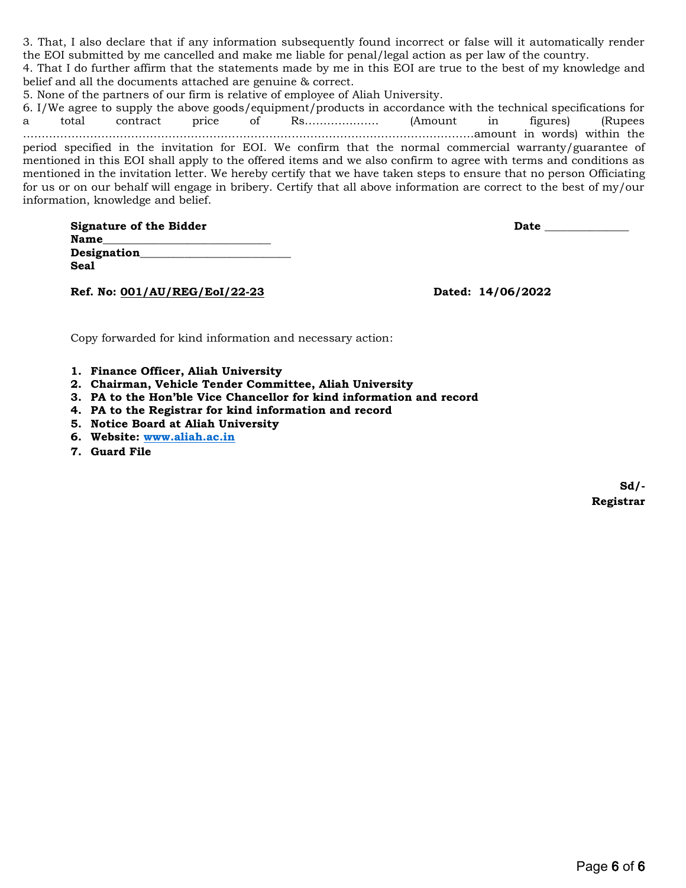3. That, I also declare that if any information subsequently found incorrect or false will it automatically render the EOI submitted by me cancelled and make me liable for penal/legal action as per law of the country.
4. That I do further affirm that the statements made by me in this EOI are true to the best of my knowledge and belief and all the documents attached are genuine & correct.
5. None of the partners of our firm is relative of employee of Aliah University.
6. I/We agree to supply the above goods/equipment/products in accordance with the technical specifications for a total contract price of Rs……………….. (Amount in figures) (Rupees ……………………………………………………………………………………………………amount in words) within the period specified in the invitation for EOI. We confirm that the normal commercial warranty/guarantee of mentioned in this EOI shall apply to the offered items and we also confirm to agree with terms and conditions as mentioned in the invitation letter. We hereby certify that we have taken steps to ensure that no person Officiating for us or on our behalf will engage in bribery. Certify that all above information are correct to the best of my/our information, knowledge and belief.

**Signature of the Bidder** **Date** ______________
**Name**____________________________
**Designation**_________________________
**Seal**

**Ref. No: 001/AU/REG/EoI/22-23** **Dated: 14/06/2022**

Copy forwarded for kind information and necessary action:

1. **Finance Officer, Aliah University**
2. **Chairman, Vehicle Tender Committee, Aliah University**
3. **PA to the Hon'ble Vice Chancellor for kind information and record**
4. **PA to the Registrar for kind information and record**
5. **Notice Board at Aliah University**
6. **Website: www.aliah.ac.in**
7. **Guard File**

**Sd/-**
**Registrar**